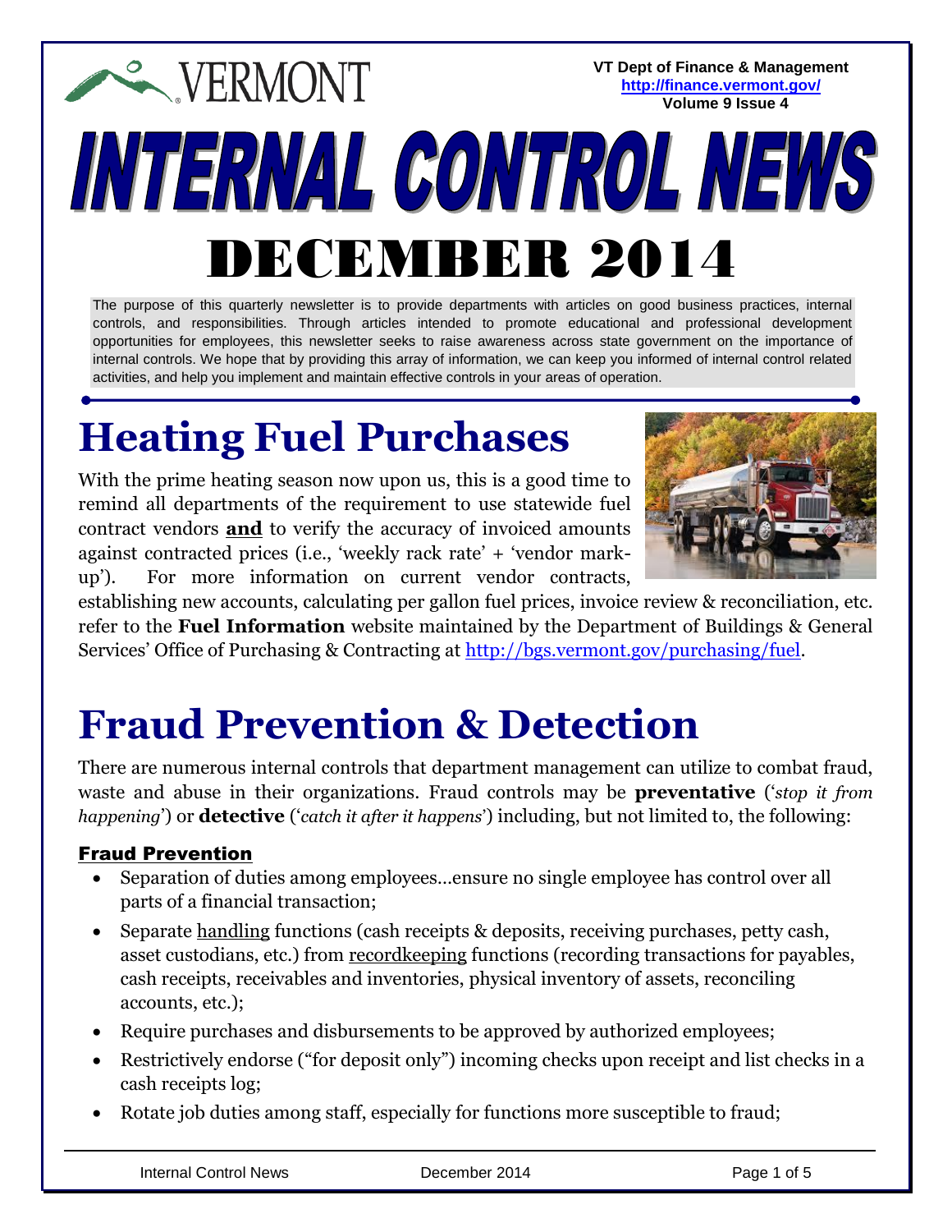VERMONT

VT Dept of Finance & Management
http://finance.vermont.gov/
Volume 9 Issue 4

# INTERNAL CONTROL NEWS

# DECEMBER 2014

The purpose of this quarterly newsletter is to provide departments with articles on good business practices, internal controls, and responsibilities. Through articles intended to promote educational and professional development opportunities for employees, this newsletter seeks to raise awareness across state government on the importance of internal controls. We hope that by providing this array of information, we can keep you informed of internal control related activities, and help you implement and maintain effective controls in your areas of operation.

## Heating Fuel Purchases

With the prime heating season now upon us, this is a good time to remind all departments of the requirement to use statewide fuel contract vendors **and** to verify the accuracy of invoiced amounts against contracted prices (i.e., 'weekly rack rate' + 'vendor mark-up'). For more information on current vendor contracts, establishing new accounts, calculating per gallon fuel prices, invoice review & reconciliation, etc. refer to the **Fuel Information** website maintained by the Department of Buildings & General Services' Office of Purchasing & Contracting at http://bgs.vermont.gov/purchasing/fuel.

## Fraud Prevention & Detection

There are numerous internal controls that department management can utilize to combat fraud, waste and abuse in their organizations. Fraud controls may be **preventative** ('*stop it from happening*') or **detective** ('*catch it after it happens*') including, but not limited to, the following:

### Fraud Prevention

- Separation of duties among employees…ensure no single employee has control over all parts of a financial transaction;
- Separate handling functions (cash receipts & deposits, receiving purchases, petty cash, asset custodians, etc.) from recordkeeping functions (recording transactions for payables, cash receipts, receivables and inventories, physical inventory of assets, reconciling accounts, etc.);
- Require purchases and disbursements to be approved by authorized employees;
- Restrictively endorse ("for deposit only") incoming checks upon receipt and list checks in a cash receipts log;
- Rotate job duties among staff, especially for functions more susceptible to fraud;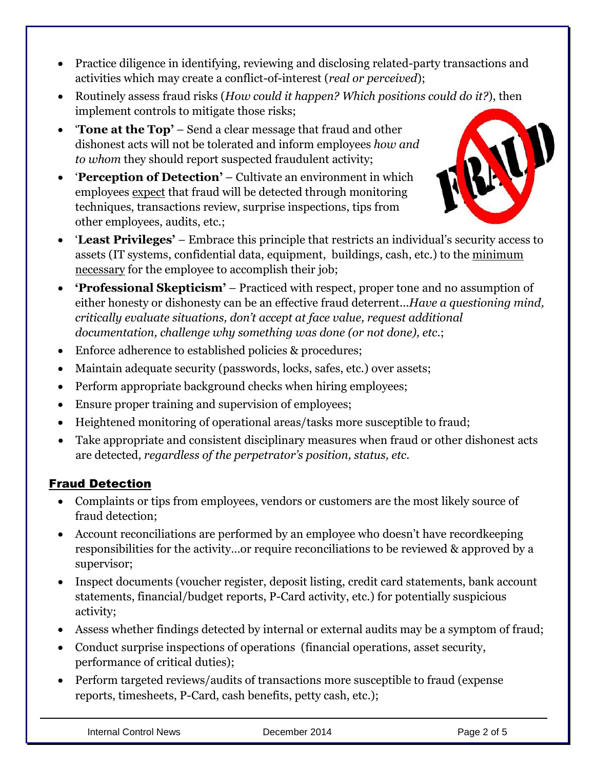- Practice diligence in identifying, reviewing and disclosing related-party transactions and activities which may create a conflict-of-interest (*real or perceived*);
- Routinely assess fraud risks (*How could it happen? Which positions could do it?*), then implement controls to mitigate those risks;
- '**Tone at the Top**' – Send a clear message that fraud and other dishonest acts will not be tolerated and inform employees *how and to whom* they should report suspected fraudulent activity;
- '**Perception of Detection**' – Cultivate an environment in which employees <u>expect</u> that fraud will be detected through monitoring techniques, transactions review, surprise inspections, tips from other employees, audits, etc.;
- '**Least Privileges**' – Embrace this principle that restricts an individual's security access to assets (IT systems, confidential data, equipment, buildings, cash, etc.) to the <u>minimum necessary</u> for the employee to accomplish their job;
- **'Professional Skepticism'** – Practiced with respect, proper tone and no assumption of either honesty or dishonesty can be an effective fraud deterrent…*Have a questioning mind, critically evaluate situations, don't accept at face value, request additional documentation, challenge why something was done (or not done), etc.*;
- Enforce adherence to established policies & procedures;
- Maintain adequate security (passwords, locks, safes, etc.) over assets;
- Perform appropriate background checks when hiring employees;
- Ensure proper training and supervision of employees;
- Heightened monitoring of operational areas/tasks more susceptible to fraud;
- Take appropriate and consistent disciplinary measures when fraud or other dishonest acts are detected, *regardless of the perpetrator's position, status, etc.*

## Fraud Detection

- Complaints or tips from employees, vendors or customers are the most likely source of fraud detection;
- Account reconciliations are performed by an employee who doesn't have recordkeeping responsibilities for the activity…or require reconciliations to be reviewed & approved by a supervisor;
- Inspect documents (voucher register, deposit listing, credit card statements, bank account statements, financial/budget reports, P-Card activity, etc.) for potentially suspicious activity;
- Assess whether findings detected by internal or external audits may be a symptom of fraud;
- Conduct surprise inspections of operations (financial operations, asset security, performance of critical duties);
- Perform targeted reviews/audits of transactions more susceptible to fraud (expense reports, timesheets, P-Card, cash benefits, petty cash, etc.);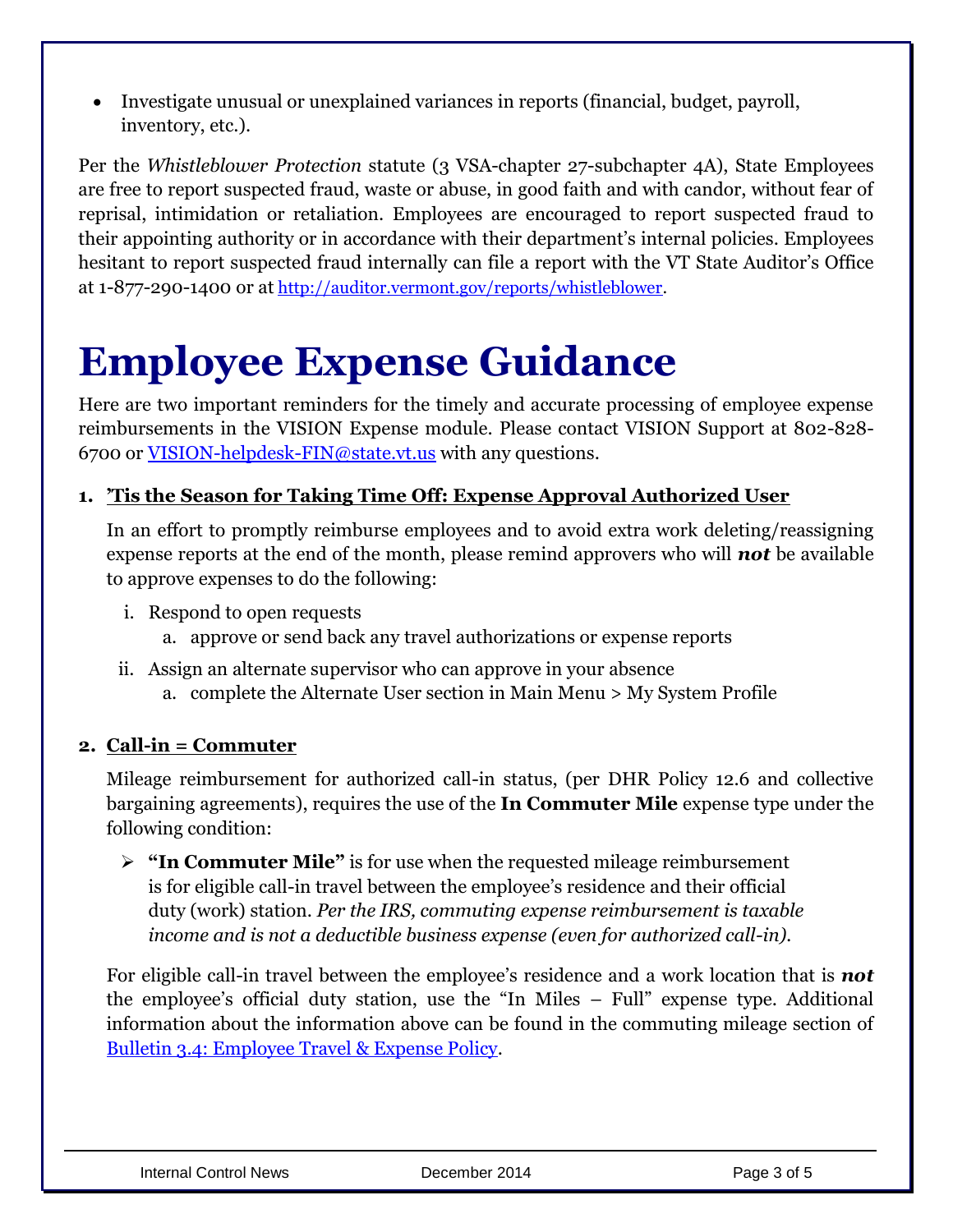- Investigate unusual or unexplained variances in reports (financial, budget, payroll, inventory, etc.).

Per the *Whistleblower Protection* statute (3 VSA-chapter 27-subchapter 4A), State Employees are free to report suspected fraud, waste or abuse, in good faith and with candor, without fear of reprisal, intimidation or retaliation. Employees are encouraged to report suspected fraud to their appointing authority or in accordance with their department's internal policies. Employees hesitant to report suspected fraud internally can file a report with the VT State Auditor's Office at 1-877-290-1400 or at http://auditor.vermont.gov/reports/whistleblower.

# Employee Expense Guidance

Here are two important reminders for the timely and accurate processing of employee expense reimbursements in the VISION Expense module. Please contact VISION Support at 802-828-6700 or VISION-helpdesk-FIN@state.vt.us with any questions.

**1. <u>'Tis the Season for Taking Time Off: Expense Approval Authorized User</u>**

In an effort to promptly reimburse employees and to avoid extra work deleting/reassigning expense reports at the end of the month, please remind approvers who will ***not*** be available to approve expenses to do the following:

i. Respond to open requests
   a. approve or send back any travel authorizations or expense reports

ii. Assign an alternate supervisor who can approve in your absence
   a. complete the Alternate User section in Main Menu > My System Profile

**2. <u>Call-in = Commuter</u>**

Mileage reimbursement for authorized call-in status, (per DHR Policy 12.6 and collective bargaining agreements), requires the use of the **In Commuter Mile** expense type under the following condition:

- **"In Commuter Mile"** is for use when the requested mileage reimbursement is for eligible call-in travel between the employee's residence and their official duty (work) station. *Per the IRS, commuting expense reimbursement is taxable income and is not a deductible business expense (even for authorized call-in).*

For eligible call-in travel between the employee's residence and a work location that is ***not*** the employee's official duty station, use the "In Miles – Full" expense type. Additional information about the information above can be found in the commuting mileage section of Bulletin 3.4: Employee Travel & Expense Policy.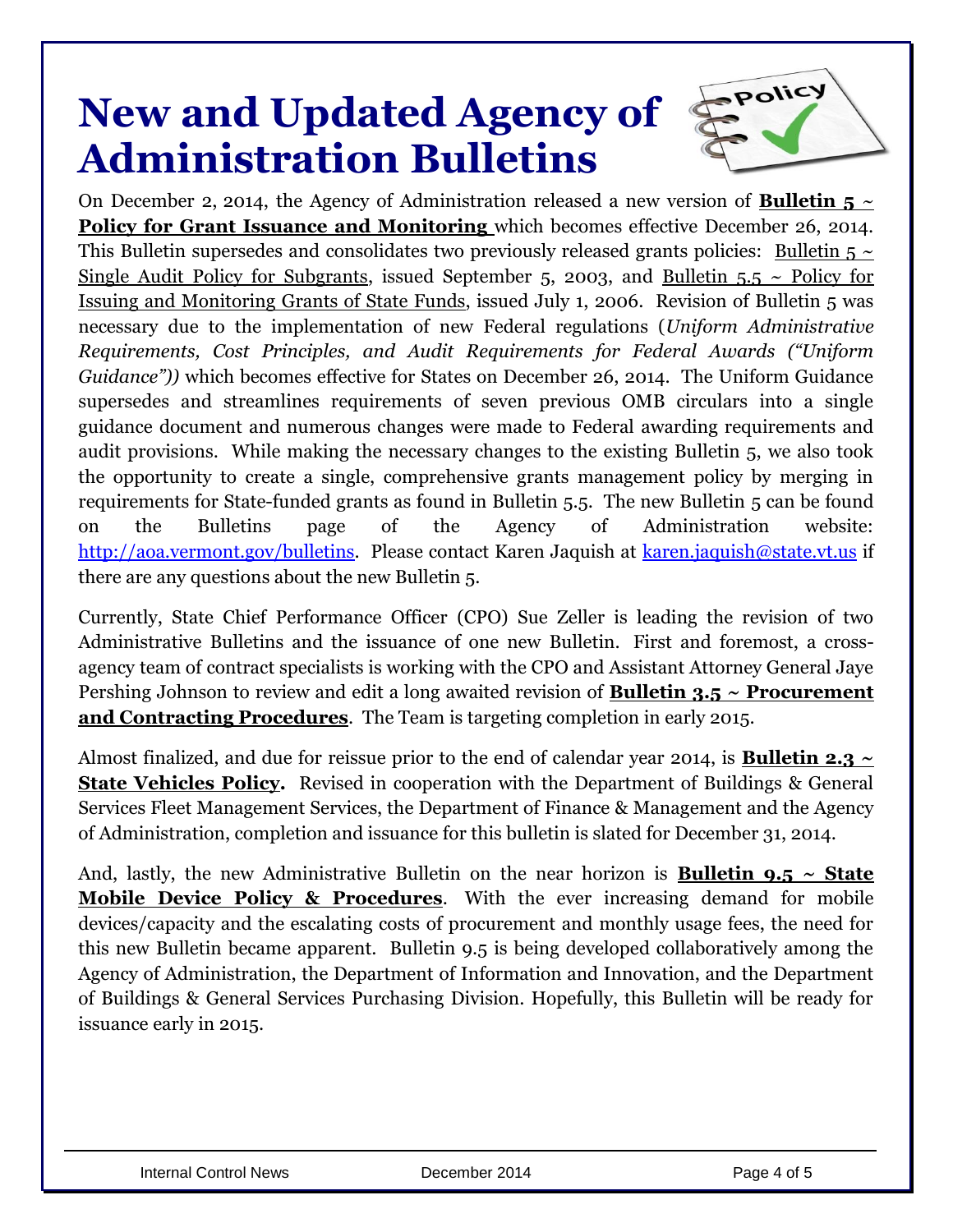# New and Updated Agency of Administration Bulletins

On December 2, 2014, the Agency of Administration released a new version of **Bulletin 5 ~ Policy for Grant Issuance and Monitoring** which becomes effective December 26, 2014. This Bulletin supersedes and consolidates two previously released grants policies: Bulletin 5 ~ Single Audit Policy for Subgrants, issued September 5, 2003, and Bulletin 5.5 ~ Policy for Issuing and Monitoring Grants of State Funds, issued July 1, 2006. Revision of Bulletin 5 was necessary due to the implementation of new Federal regulations (*Uniform Administrative Requirements, Cost Principles, and Audit Requirements for Federal Awards ("Uniform Guidance"))* which becomes effective for States on December 26, 2014. The Uniform Guidance supersedes and streamlines requirements of seven previous OMB circulars into a single guidance document and numerous changes were made to Federal awarding requirements and audit provisions. While making the necessary changes to the existing Bulletin 5, we also took the opportunity to create a single, comprehensive grants management policy by merging in requirements for State-funded grants as found in Bulletin 5.5. The new Bulletin 5 can be found on the Bulletins page of the Agency of Administration website: http://aoa.vermont.gov/bulletins. Please contact Karen Jaquish at karen.jaquish@state.vt.us if there are any questions about the new Bulletin 5.

Currently, State Chief Performance Officer (CPO) Sue Zeller is leading the revision of two Administrative Bulletins and the issuance of one new Bulletin. First and foremost, a cross-agency team of contract specialists is working with the CPO and Assistant Attorney General Jaye Pershing Johnson to review and edit a long awaited revision of **Bulletin 3.5 ~ Procurement and Contracting Procedures**. The Team is targeting completion in early 2015.

Almost finalized, and due for reissue prior to the end of calendar year 2014, is **Bulletin 2.3 ~ State Vehicles Policy.** Revised in cooperation with the Department of Buildings & General Services Fleet Management Services, the Department of Finance & Management and the Agency of Administration, completion and issuance for this bulletin is slated for December 31, 2014.

And, lastly, the new Administrative Bulletin on the near horizon is **Bulletin 9.5 ~ State Mobile Device Policy & Procedures**. With the ever increasing demand for mobile devices/capacity and the escalating costs of procurement and monthly usage fees, the need for this new Bulletin became apparent. Bulletin 9.5 is being developed collaboratively among the Agency of Administration, the Department of Information and Innovation, and the Department of Buildings & General Services Purchasing Division. Hopefully, this Bulletin will be ready for issuance early in 2015.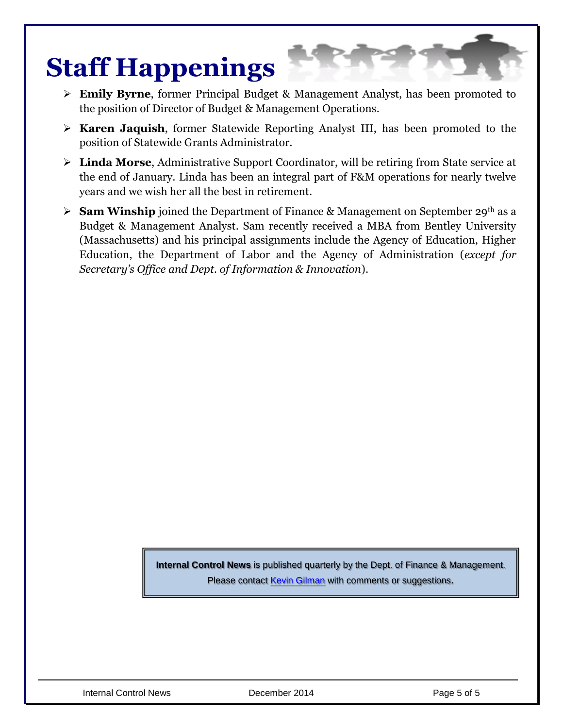# Staff Happenings

- **Emily Byrne**, former Principal Budget & Management Analyst, has been promoted to the position of Director of Budget & Management Operations.
- **Karen Jaquish**, former Statewide Reporting Analyst III, has been promoted to the position of Statewide Grants Administrator.
- **Linda Morse**, Administrative Support Coordinator, will be retiring from State service at the end of January. Linda has been an integral part of F&M operations for nearly twelve years and we wish her all the best in retirement.
- **Sam Winship** joined the Department of Finance & Management on September 29th as a Budget & Management Analyst. Sam recently received a MBA from Bentley University (Massachusetts) and his principal assignments include the Agency of Education, Higher Education, the Department of Labor and the Agency of Administration (*except for Secretary's Office and Dept. of Information & Innovation*).

**Internal Control News** is published quarterly by the Dept. of Finance & Management.
Please contact Kevin Gilman with comments or suggestions.